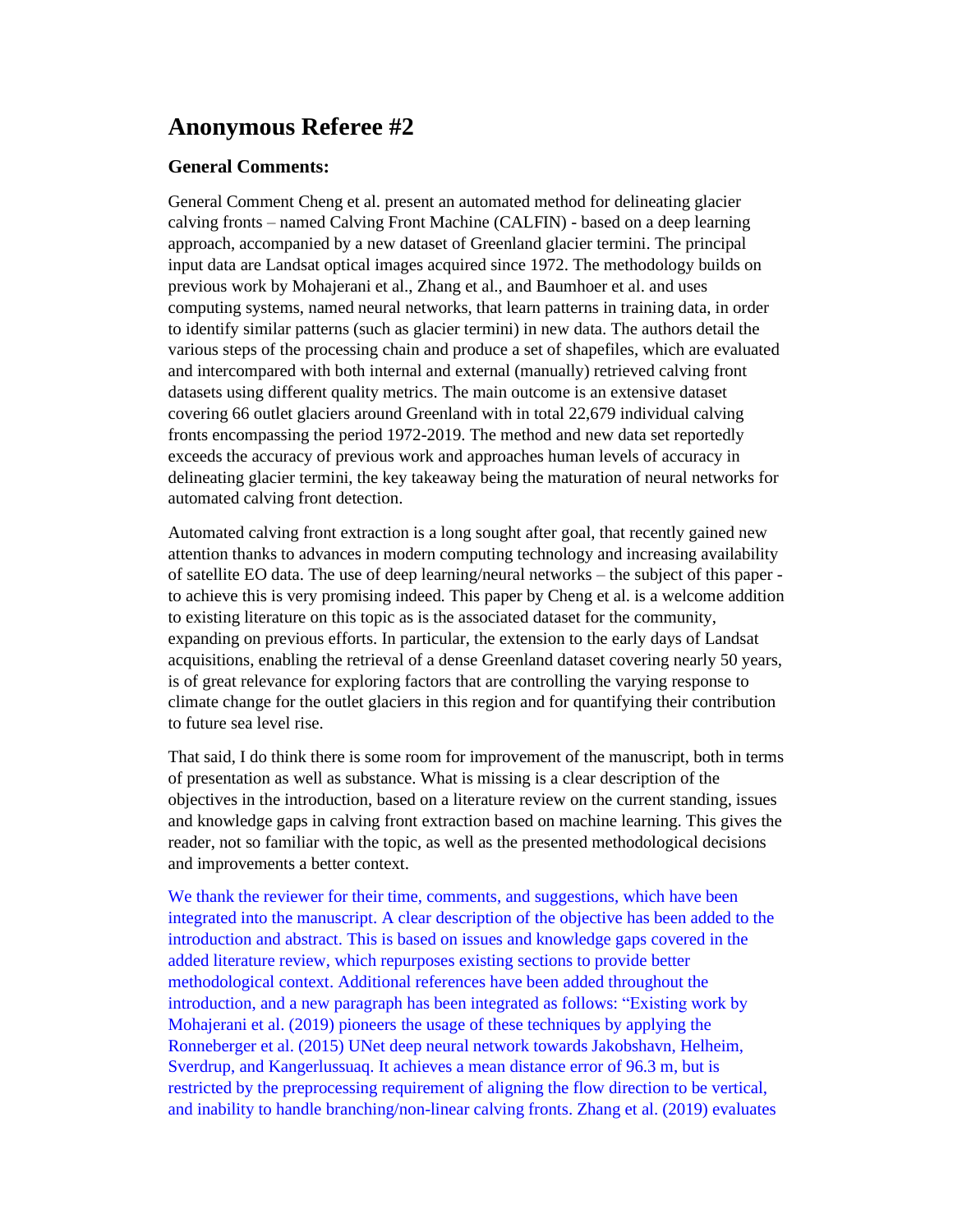## Anonymous Referee #2

### General Comments:

General Comment Cheng et al. present an automated method for delineating glacier calving fronts – named Calving Front Machine (CALFIN) - based on a deep learning approach, accompanied by a new dataset of Greenland glacier termini. The principal input data are Landsat optical images acquired since 1972. The methodology builds on previous work by Mohajerani et al., Zhang et al., and Baumhoer et al. and uses computing systems, named neural networks, that learn patterns in training data, in order to identify similar patterns (such as glacier termini) in new data. The authors detail the various steps of the processing chain and produce a set of shapefiles, which are evaluated and intercompared with both internal and external (manually) retrieved calving front datasets using different quality metrics. The main outcome is an extensive dataset covering 66 outlet glaciers around Greenland with in total 22,679 individual calving fronts encompassing the period 1972-2019. The method and new data set reportedly exceeds the accuracy of previous work and approaches human levels of accuracy in delineating glacier termini, the key takeaway being the maturation of neural networks for automated calving front detection.

Automated calving front extraction is a long sought after goal, that recently gained new attention thanks to advances in modern computing technology and increasing availability of satellite EO data. The use of deep learning/neural networks – the subject of this paper - to achieve this is very promising indeed. This paper by Cheng et al. is a welcome addition to existing literature on this topic as is the associated dataset for the community, expanding on previous efforts. In particular, the extension to the early days of Landsat acquisitions, enabling the retrieval of a dense Greenland dataset covering nearly 50 years, is of great relevance for exploring factors that are controlling the varying response to climate change for the outlet glaciers in this region and for quantifying their contribution to future sea level rise.

That said, I do think there is some room for improvement of the manuscript, both in terms of presentation as well as substance. What is missing is a clear description of the objectives in the introduction, based on a literature review on the current standing, issues and knowledge gaps in calving front extraction based on machine learning. This gives the reader, not so familiar with the topic, as well as the presented methodological decisions and improvements a better context.

We thank the reviewer for their time, comments, and suggestions, which have been integrated into the manuscript. A clear description of the objective has been added to the introduction and abstract. This is based on issues and knowledge gaps covered in the added literature review, which repurposes existing sections to provide better methodological context. Additional references have been added throughout the introduction, and a new paragraph has been integrated as follows: "Existing work by Mohajerani et al. (2019) pioneers the usage of these techniques by applying the Ronneberger et al. (2015) UNet deep neural network towards Jakobshavn, Helheim, Sverdrup, and Kangerlussuaq. It achieves a mean distance error of 96.3 m, but is restricted by the preprocessing requirement of aligning the flow direction to be vertical, and inability to handle branching/non-linear calving fronts. Zhang et al. (2019) evaluates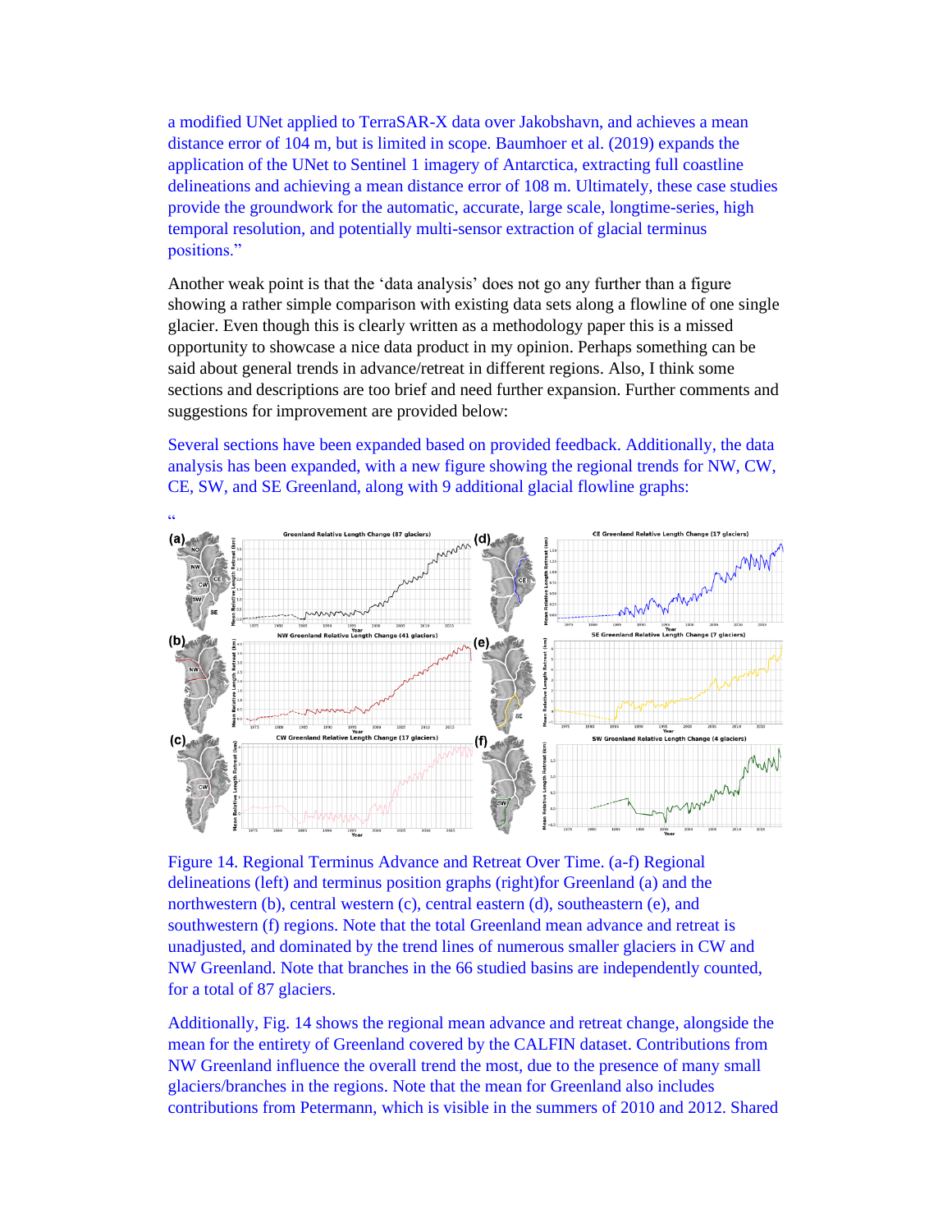a modified UNet applied to TerraSAR-X data over Jakobshavn, and achieves a mean distance error of 104 m, but is limited in scope. Baumhoer et al. (2019) expands the application of the UNet to Sentinel 1 imagery of Antarctica, extracting full coastline delineations and achieving a mean distance error of 108 m. Ultimately, these case studies provide the groundwork for the automatic, accurate, large scale, longtime-series, high temporal resolution, and potentially multi-sensor extraction of glacial terminus positions."

Another weak point is that the 'data analysis' does not go any further than a figure showing a rather simple comparison with existing data sets along a flowline of one single glacier. Even though this is clearly written as a methodology paper this is a missed opportunity to showcase a nice data product in my opinion. Perhaps something can be said about general trends in advance/retreat in different regions. Also, I think some sections and descriptions are too brief and need further expansion. Further comments and suggestions for improvement are provided below:

Several sections have been expanded based on provided feedback. Additionally, the data analysis has been expanded, with a new figure showing the regional trends for NW, CW, CE, SW, and SE Greenland, along with 9 additional glacial flowline graphs:

"

Figure 14. Regional Terminus Advance and Retreat Over Time. (a-f) Regional delineations (left) and terminus position graphs (right)for Greenland (a) and the northwestern (b), central western (c), central eastern (d), southeastern (e), and southwestern (f) regions. Note that the total Greenland mean advance and retreat is unadjusted, and dominated by the trend lines of numerous smaller glaciers in CW and NW Greenland. Note that branches in the 66 studied basins are independently counted, for a total of 87 glaciers.

Additionally, Fig. 14 shows the regional mean advance and retreat change, alongside the mean for the entirety of Greenland covered by the CALFIN dataset. Contributions from NW Greenland influence the overall trend the most, due to the presence of many small glaciers/branches in the regions. Note that the mean for Greenland also includes contributions from Petermann, which is visible in the summers of 2010 and 2012. Shared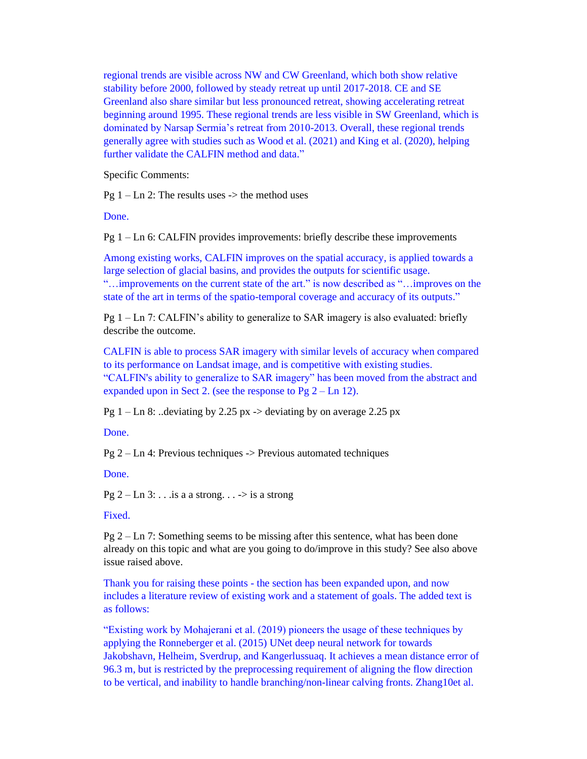regional trends are visible across NW and CW Greenland, which both show relative stability before 2000, followed by steady retreat up until 2017-2018. CE and SE Greenland also share similar but less pronounced retreat, showing accelerating retreat beginning around 1995. These regional trends are less visible in SW Greenland, which is dominated by Narsap Sermia's retreat from 2010-2013. Overall, these regional trends generally agree with studies such as Wood et al. (2021) and King et al. (2020), helping further validate the CALFIN method and data."

Specific Comments:

Pg 1 – Ln 2: The results uses -> the method uses

Done.

Pg 1 – Ln 6: CALFIN provides improvements: briefly describe these improvements

Among existing works, CALFIN improves on the spatial accuracy, is applied towards a large selection of glacial basins, and provides the outputs for scientific usage. "…improvements on the current state of the art." is now described as "…improves on the state of the art in terms of the spatio-temporal coverage and accuracy of its outputs."

Pg 1 – Ln 7: CALFIN's ability to generalize to SAR imagery is also evaluated: briefly describe the outcome.

CALFIN is able to process SAR imagery with similar levels of accuracy when compared to its performance on Landsat image, and is competitive with existing studies. "CALFIN's ability to generalize to SAR imagery" has been moved from the abstract and expanded upon in Sect 2. (see the response to Pg 2 – Ln 12).

Pg 1 – Ln 8: ..deviating by 2.25 px -> deviating by on average 2.25 px

Done.

Pg 2 – Ln 4: Previous techniques -> Previous automated techniques

Done.

Pg 2 – Ln 3: . . .is a a strong. . . -> is a strong

Fixed.

Pg 2 – Ln 7: Something seems to be missing after this sentence, what has been done already on this topic and what are you going to do/improve in this study? See also above issue raised above.

Thank you for raising these points - the section has been expanded upon, and now includes a literature review of existing work and a statement of goals. The added text is as follows:

"Existing work by Mohajerani et al. (2019) pioneers the usage of these techniques by applying the Ronneberger et al. (2015) UNet deep neural network for towards Jakobshavn, Helheim, Sverdrup, and Kangerlussuaq. It achieves a mean distance error of 96.3 m, but is restricted by the preprocessing requirement of aligning the flow direction to be vertical, and inability to handle branching/non-linear calving fronts. Zhang10et al.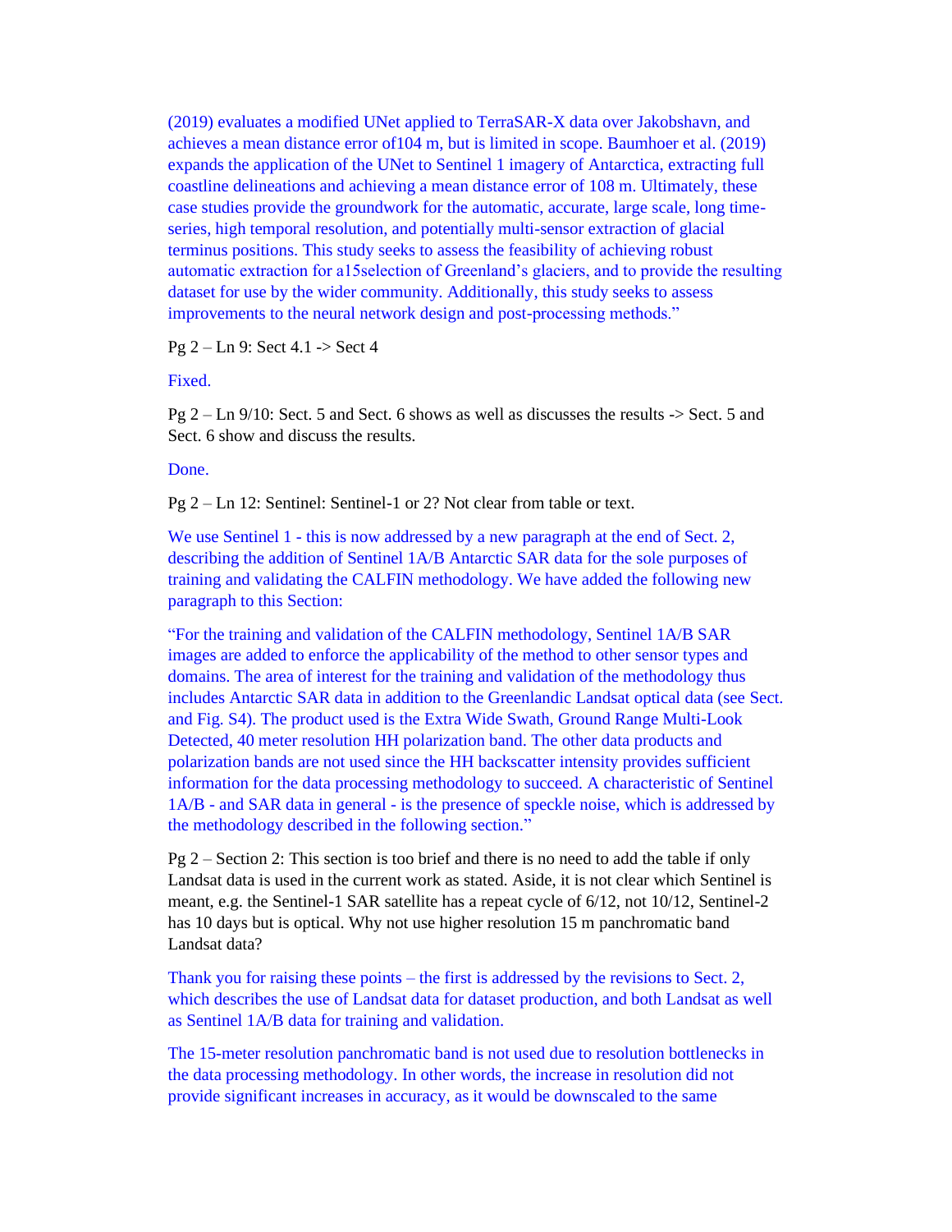(2019) evaluates a modified UNet applied to TerraSAR-X data over Jakobshavn, and achieves a mean distance error of104 m, but is limited in scope. Baumhoer et al. (2019) expands the application of the UNet to Sentinel 1 imagery of Antarctica, extracting full coastline delineations and achieving a mean distance of 108 m. Ultimately, these case studies provide the groundwork for the automatic, accurate, large scale, long time-series, high temporal resolution, and potentially multi-sensor extraction of glacial terminus positions. This study seeks to assess the feasibility of achieving robust automatic extraction for a15selection of Greenland's glaciers, and to provide the resulting dataset for use by the wider community. Additionally, this study seeks to assess improvements to the neural network design and post-processing methods."

Pg 2 – Ln 9: Sect 4.1 -> Sect 4

Fixed.

Pg 2 – Ln 9/10: Sect. 5 and Sect. 6 shows as well as discusses the results -> Sect. 5 and Sect. 6 show and discuss the results.

Done.

Pg 2 – Ln 12: Sentinel: Sentinel-1 or 2? Not clear from table or text.

We use Sentinel 1 - this is now addressed by a new paragraph at the end of Sect. 2, describing the addition of Sentinel 1A/B Antarctic SAR data for the sole purposes of training and validating the CALFIN methodology. We have added the following new paragraph to this Section:

"For the training and validation of the CALFIN methodology, Sentinel 1A/B SAR images are added to enforce the applicability of the method to other sensor types and domains. The area of interest for the training and validation of the methodology thus includes Antarctic SAR data in addition to the Greenlandic Landsat optical data (see Sect. and Fig. S4). The product used is the Extra Wide Swath, Ground Range Multi-Look Detected, 40 meter resolution HH polarization band. The other data products and polarization bands are not used since the HH backscatter intensity provides sufficient information for the data processing methodology to succeed. A characteristic of Sentinel 1A/B - and SAR data in general - is the presence of speckle noise, which is addressed by the methodology described in the following section."

Pg 2 – Section 2: This section is too brief and there is no need to add the table if only Landsat data is used in the current work as stated. Aside, it is not clear which Sentinel is meant, e.g. the Sentinel-1 SAR satellite has a repeat cycle of 6/12, not 10/12, Sentinel-2 has 10 days but is optical. Why not use higher resolution 15 m panchromatic band Landsat data?

Thank you for raising these points – the first is addressed by the revisions to Sect. 2, which describes the use of Landsat data for dataset production, and both Landsat as well as Sentinel 1A/B data for training and validation.

The 15-meter resolution panchromatic band is not used due to resolution bottlenecks in the data processing methodology. In other words, the increase in resolution did not provide significant increases in accuracy, as it would be downscaled to the same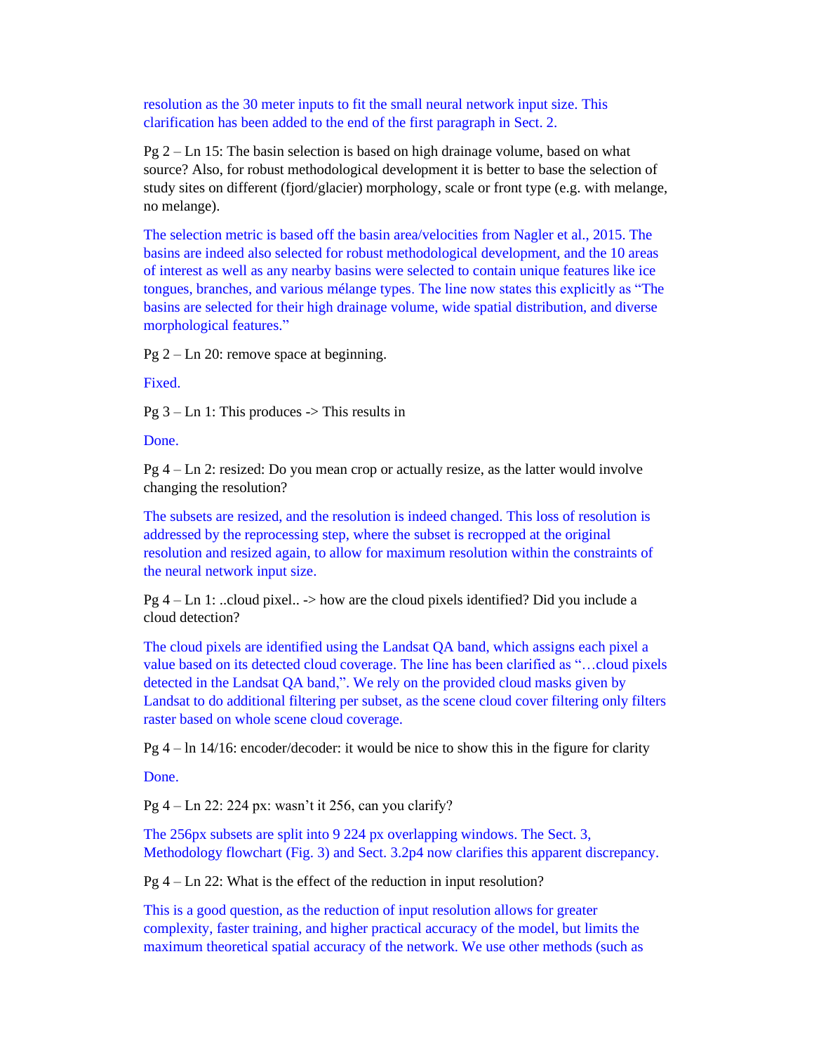resolution as the 30 meter inputs to fit the small neural network input size. This clarification has been added to the end of the first paragraph in Sect. 2.

Pg 2 – Ln 15: The basin selection is based on high drainage volume, based on what source? Also, for robust methodological development it is better to base the selection of study sites on different (fjord/glacier) morphology, scale or front type (e.g. with melange, no melange).

The selection metric is based off the basin area/velocities from Nagler et al., 2015. The basins are indeed also selected for robust methodological development, and the 10 areas of interest as well as any nearby basins were selected to contain unique features like ice tongues, branches, and various mélange types. The line now states this explicitly as "The basins are selected for their high drainage volume, wide spatial distribution, and diverse morphological features."

Pg 2 – Ln 20: remove space at beginning.

Fixed.

Pg 3 – Ln 1: This produces -> This results in

Done.

Pg 4 – Ln 2: resized: Do you mean crop or actually resize, as the latter would involve changing the resolution?

The subsets are resized, and the resolution is indeed changed. This loss of resolution is addressed by the reprocessing step, where the subset is recropped at the original resolution and resized again, to allow for maximum resolution within the constraints of the neural network input size.

Pg 4 – Ln 1: ..cloud pixel.. -> how are the cloud pixels identified? Did you include a cloud detection?

The cloud pixels are identified using the Landsat QA band, which assigns each pixel a value based on its detected cloud coverage. The line has been clarified as "…cloud pixels detected in the Landsat QA band,". We rely on the provided cloud masks given by Landsat to do additional filtering per subset, as the scene cloud cover filtering only filters raster based on whole scene cloud coverage.

Pg 4 – ln 14/16: encoder/decoder: it would be nice to show this in the figure for clarity

Done.

Pg 4 – Ln 22: 224 px: wasn't it 256, can you clarify?

The 256px subsets are split into 9 224 px overlapping windows. The Sect. 3, Methodology flowchart (Fig. 3) and Sect. 3.2p4 now clarifies this apparent discrepancy.

Pg 4 – Ln 22: What is the effect of the reduction in input resolution?

This is a good question, as the reduction of input resolution allows for greater complexity, faster training, and higher practical accuracy of the model, but limits the maximum theoretical spatial accuracy of the network. We use other methods (such as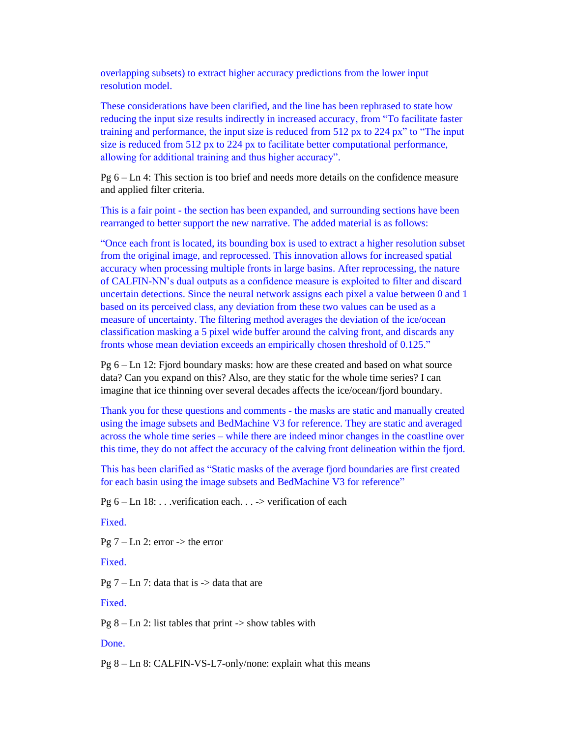overlapping subsets) to extract higher accuracy predictions from the lower input resolution model.

These considerations have been clarified, and the line has been rephrased to state how reducing the input size results indirectly in increased accuracy, from "To facilitate faster training and performance, the input size is reduced from 512 px to 224 px" to "The input size is reduced from 512 px to 224 px to facilitate better computational performance, allowing for additional training and thus higher accuracy".

Pg 6 – Ln 4: This section is too brief and needs more details on the confidence measure and applied filter criteria.

This is a fair point - the section has been expanded, and surrounding sections have been rearranged to better support the new narrative. The added material is as follows:

"Once each front is located, its bounding box is used to extract a higher resolution subset from the original image, and reprocessed. This innovation allows for increased spatial accuracy when processing multiple fronts in large basins. After reprocessing, the nature of CALFIN-NN's dual outputs as a confidence measure is exploited to filter and discard uncertain detections. Since the neural network assigns each pixel a value between 0 and 1 based on its perceived class, any deviation from these two values can be used as a measure of uncertainty. The filtering method averages the deviation of the ice/ocean classification masking a 5 pixel wide buffer around the calving front, and discards any fronts whose mean deviation exceeds an empirically chosen threshold of 0.125."

Pg 6 – Ln 12: Fjord boundary masks: how are these created and based on what source data? Can you expand on this? Also, are they static for the whole time series? I can imagine that ice thinning over several decades affects the ice/ocean/fjord boundary.

Thank you for these questions and comments - the masks are static and manually created using the image subsets and BedMachine V3 for reference. They are static and averaged across the whole time series – while there are indeed minor changes in the coastline over this time, they do not affect the accuracy of the calving front delineation within the fjord.

This has been clarified as "Static masks of the average fjord boundaries are first created for each basin using the image subsets and BedMachine V3 for reference"

Pg 6 – Ln 18: . . .verification each. . . -> verification of each

Fixed.

Pg 7 – Ln 2: error -> the error

Fixed.

Pg 7 – Ln 7: data that is -> data that are

Fixed.

Pg 8 – Ln 2: list tables that print -> show tables with

Done.

Pg 8 – Ln 8: CALFIN-VS-L7-only/none: explain what this means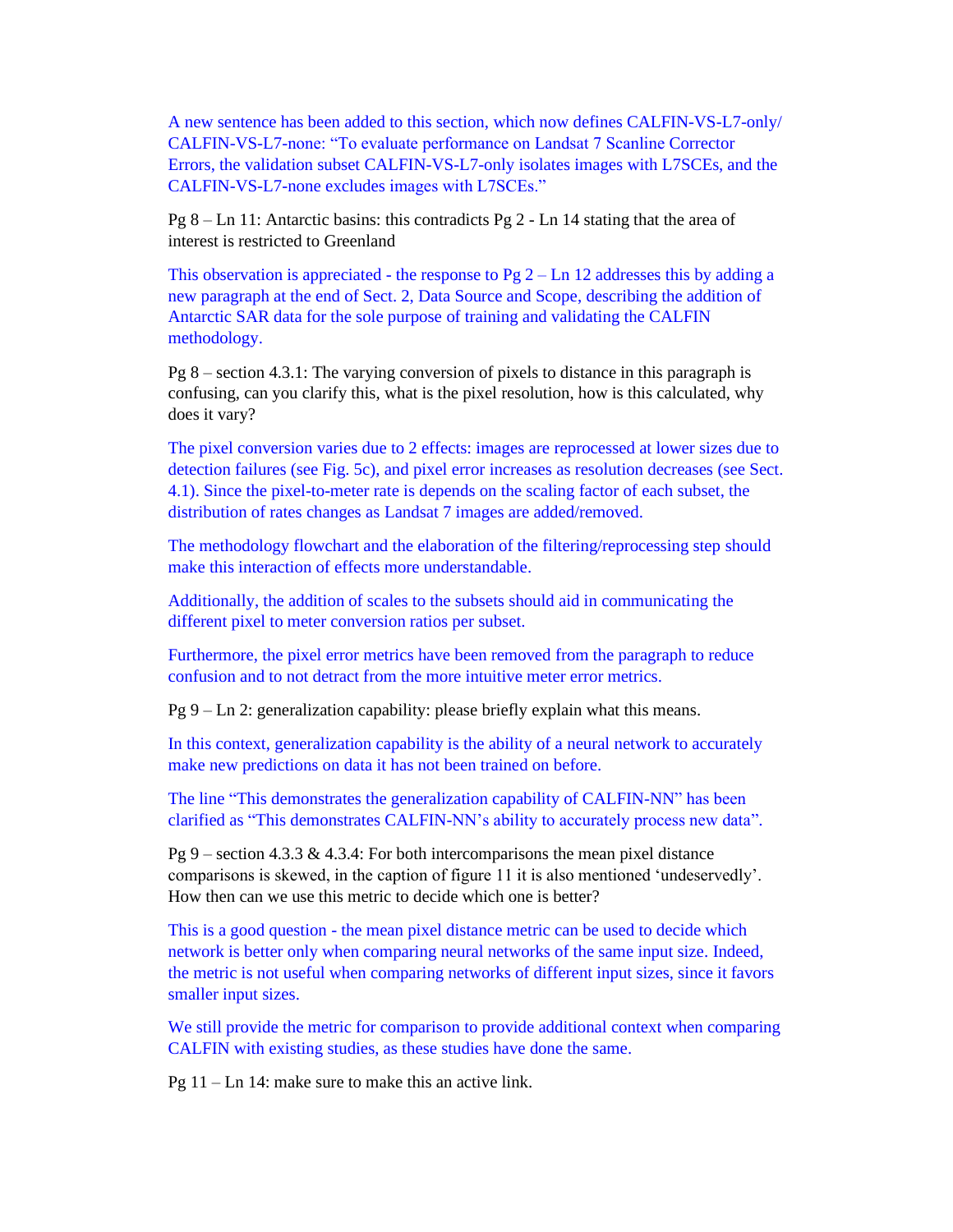A new sentence has been added to this section, which now defines CALFIN-VS-L7-only/ CALFIN-VS-L7-none: "To evaluate performance on Landsat 7 Scanline Corrector Errors, the validation subset CALFIN-VS-L7-only isolates images with L7SCEs, and the CALFIN-VS-L7-none excludes images with L7SCEs."

Pg 8 – Ln 11: Antarctic basins: this contradicts Pg 2 - Ln 14 stating that the area of interest is restricted to Greenland

This observation is appreciated - the response to Pg 2 – Ln 12 addresses this by adding a new paragraph at the end of Sect. 2, Data Source and Scope, describing the addition of Antarctic SAR data for the sole purpose of training and validating the CALFIN methodology.

Pg 8 – section 4.3.1: The varying conversion of pixels to distance in this paragraph is confusing, can you clarify this, what is the pixel resolution, how is this calculated, why does it vary?

The pixel conversion varies due to 2 effects: images are reprocessed at lower sizes due to detection failures (see Fig. 5c), and pixel error increases as resolution decreases (see Sect. 4.1). Since the pixel-to-meter rate is depends on the scaling factor of each subset, the distribution of rates changes as Landsat 7 images are added/removed.

The methodology flowchart and the elaboration of the filtering/reprocessing step should make this interaction of effects more understandable.

Additionally, the addition of scales to the subsets should aid in communicating the different pixel to meter conversion ratios per subset.

Furthermore, the pixel error metrics have been removed from the paragraph to reduce confusion and to not detract from the more intuitive meter error metrics.

Pg 9 – Ln 2: generalization capability: please briefly explain what this means.

In this context, generalization capability is the ability of a neural network to accurately make new predictions on data it has not been trained on before.

The line "This demonstrates the generalization capability of CALFIN-NN" has been clarified as "This demonstrates CALFIN-NN's ability to accurately process new data".

Pg 9 – section 4.3.3 & 4.3.4: For both intercomparisons the mean pixel distance comparisons is skewed, in the caption of figure 11 it is also mentioned 'undeservedly'. How then can we use this metric to decide which one is better?

This is a good question - the mean pixel distance metric can be used to decide which network is better only when comparing neural networks of the same input size. Indeed, the metric is not useful when comparing networks of different input sizes, since it favors smaller input sizes.

We still provide the metric for comparison to provide additional context when comparing CALFIN with existing studies, as these studies have done the same.

Pg 11 – Ln 14: make sure to make this an active link.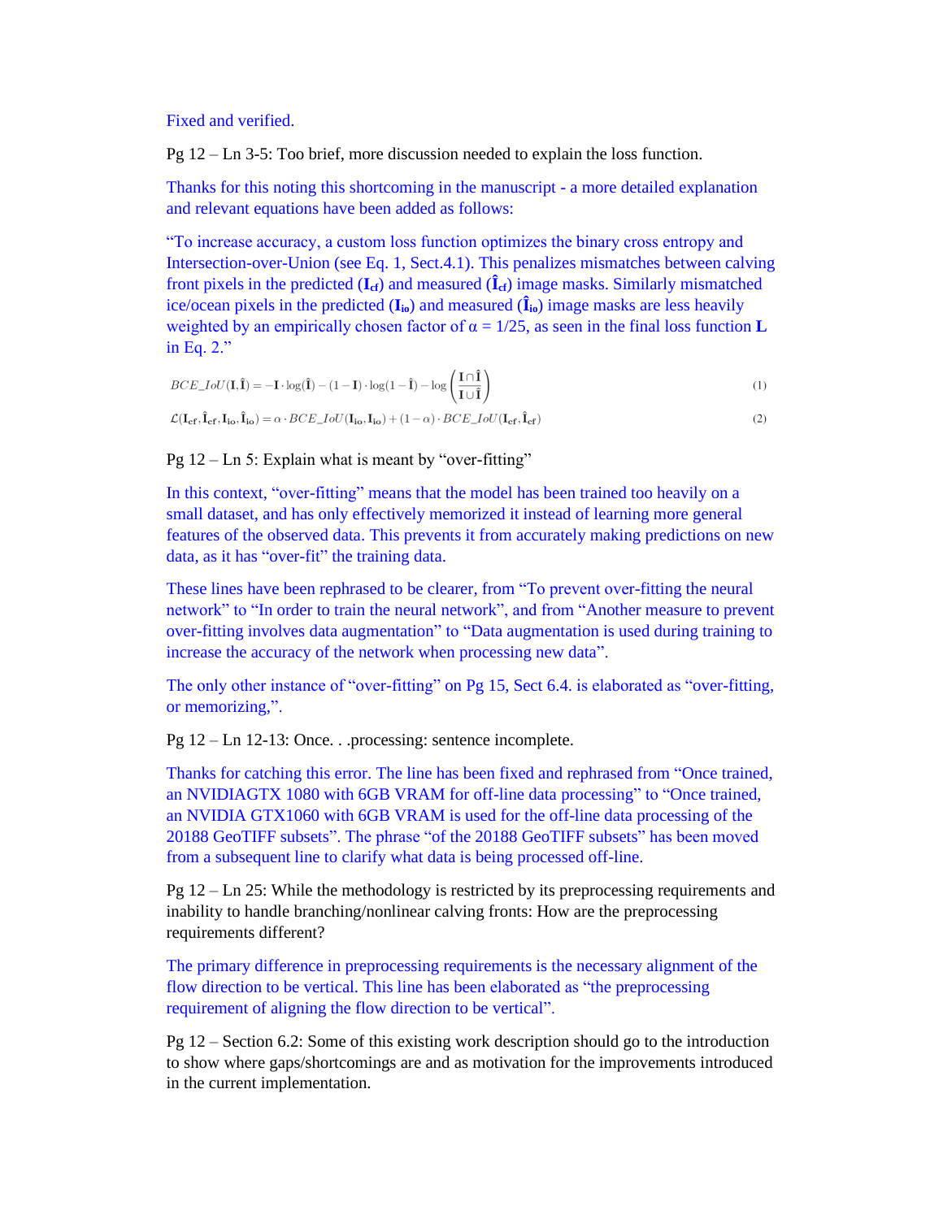Fixed and verified.

Pg 12 – Ln 3-5: Too brief, more discussion needed to explain the loss function.

Thanks for this noting this shortcoming in the manuscript - a more detailed explanation and relevant equations have been added as follows:

"To increase accuracy, a custom loss function optimizes the binary cross entropy and Intersection-over-Union (see Eq. 1, Sect.4.1). This penalizes mismatches between calving front pixels in the predicted ($\mathbf{I_{cf}}$) and measured ($\mathbf{\hat{I}_{cf}}$) image masks. Similarly mismatched ice/ocean pixels in the predicted ($\mathbf{I_{io}}$) and measured ($\mathbf{\hat{I}_{io}}$) image masks are less heavily weighted by an empirically chosen factor of α = 1/25, as seen in the final loss function **L** in Eq. 2."

$$BCE\_IoU(\mathbf{I}, \mathbf{\hat{I}}) = -\mathbf{I} \cdot \log(\mathbf{\hat{I}}) - (1 - \mathbf{I}) \cdot \log(1 - \mathbf{\hat{I}}) - \log\left(\frac{\mathbf{I} \cap \mathbf{\hat{I}}}{\mathbf{I} \cup \mathbf{\hat{I}}}\right) \tag{1}$$

$$\mathcal{L}(\mathbf{I_{cf}}, \mathbf{\hat{I}_{cf}}, \mathbf{I_{io}}, \mathbf{\hat{I}_{io}}) = \alpha \cdot BCE\_IoU(\mathbf{I_{io}}, \mathbf{I_{io}}) + (1 - \alpha) \cdot BCE\_IoU(\mathbf{I_{cf}}, \mathbf{\hat{I}_{cf}}) \tag{2}$$

Pg 12 – Ln 5: Explain what is meant by "over-fitting"

In this context, "over-fitting" means that the model has been trained too heavily on a small dataset, and has only effectively memorized it instead of learning more general features of the observed data. This prevents it from accurately making predictions on new data, as it has "over-fit" the training data.

These lines have been rephrased to be clearer, from "To prevent over-fitting the neural network" to "In order to train the neural network", and from "Another measure to prevent over-fitting involves data augmentation" to "Data augmentation is used during training to increase the accuracy of the network when processing new data".

The only other instance of "over-fitting" on Pg 15, Sect 6.4. is elaborated as "over-fitting, or memorizing,".

Pg 12 – Ln 12-13: Once. . .processing: sentence incomplete.

Thanks for catching this error. The line has been fixed and rephrased from "Once trained, an NVIDIAGTX 1080 with 6GB VRAM for off-line data processing" to "Once trained, an NVIDIA GTX1060 with 6GB VRAM is used for the off-line data processing of the 20188 GeoTIFF subsets". The phrase "of the 20188 GeoTIFF subsets" has been moved from a subsequent line to clarify what data is being processed off-line.

Pg 12 – Ln 25: While the methodology is restricted by its preprocessing requirements and inability to handle branching/nonlinear calving fronts: How are the preprocessing requirements different?

The primary difference in preprocessing requirements is the necessary alignment of the flow direction to be vertical. This line has been elaborated as "the preprocessing requirement of aligning the flow direction to be vertical".

Pg 12 – Section 6.2: Some of this existing work description should go to the introduction to show where gaps/shortcomings are and as motivation for the improvements introduced in the current implementation.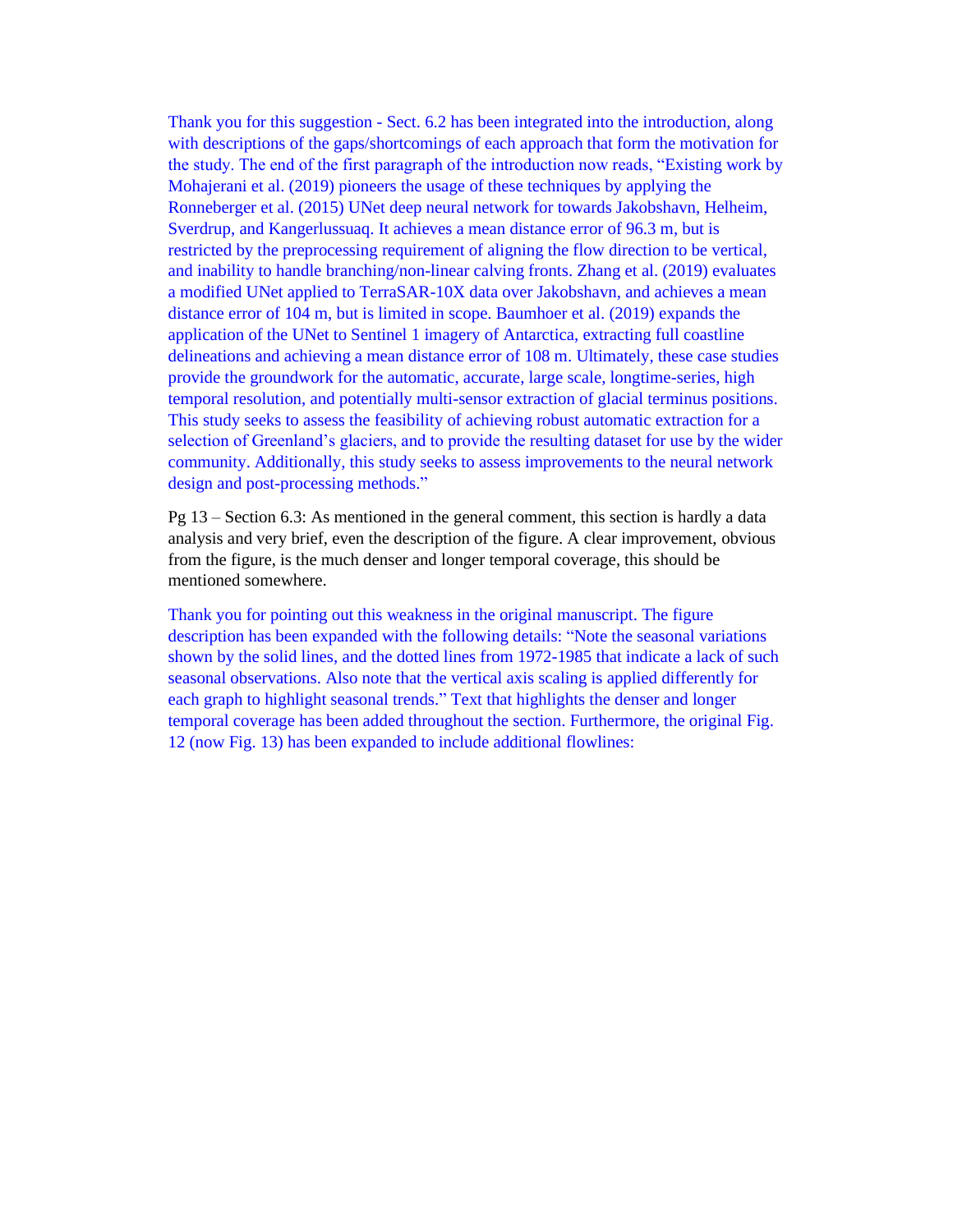Thank you for this suggestion - Sect. 6.2 has been integrated into the introduction, along with descriptions of the gaps/shortcomings of each approach that form the motivation for the study. The end of the first paragraph of the introduction now reads, "Existing work by Mohajerani et al. (2019) pioneers the usage of these techniques by applying the Ronneberger et al. (2015) UNet deep neural network for towards Jakobshavn, Helheim, Sverdrup, and Kangerlussuaq. It achieves a mean distance error of 96.3 m, but is restricted by the preprocessing requirement of aligning the flow direction to be vertical, and inability to handle branching/non-linear calving fronts. Zhang et al. (2019) evaluates a modified UNet applied to TerraSAR-10X data over Jakobshavn, and achieves a mean distance error of 104 m, but is limited in scope. Baumhoer et al. (2019) expands the application of the UNet to Sentinel 1 imagery of Antarctica, extracting full coastline delineations and achieving a mean distance error of 108 m. Ultimately, these case studies provide the groundwork for the automatic, accurate, large scale, longtime-series, high temporal resolution, and potentially multi-sensor extraction of glacial terminus positions. This study seeks to assess the feasibility of achieving robust automatic extraction for a selection of Greenland's glaciers, and to provide the resulting dataset for use by the wider community. Additionally, this study seeks to assess improvements to the neural network design and post-processing methods."

Pg 13 – Section 6.3: As mentioned in the general comment, this section is hardly a data analysis and very brief, even the description of the figure. A clear improvement, obvious from the figure, is the much denser and longer temporal coverage, this should be mentioned somewhere.

Thank you for pointing out this weakness in the original manuscript. The figure description has been expanded with the following details: "Note the seasonal variations shown by the solid lines, and the dotted lines from 1972-1985 that indicate a lack of such seasonal observations. Also note that the vertical axis scaling is applied differently for each graph to highlight seasonal trends." Text that highlights the denser and longer temporal coverage has been added throughout the section. Furthermore, the original Fig. 12 (now Fig. 13) has been expanded to include additional flowlines: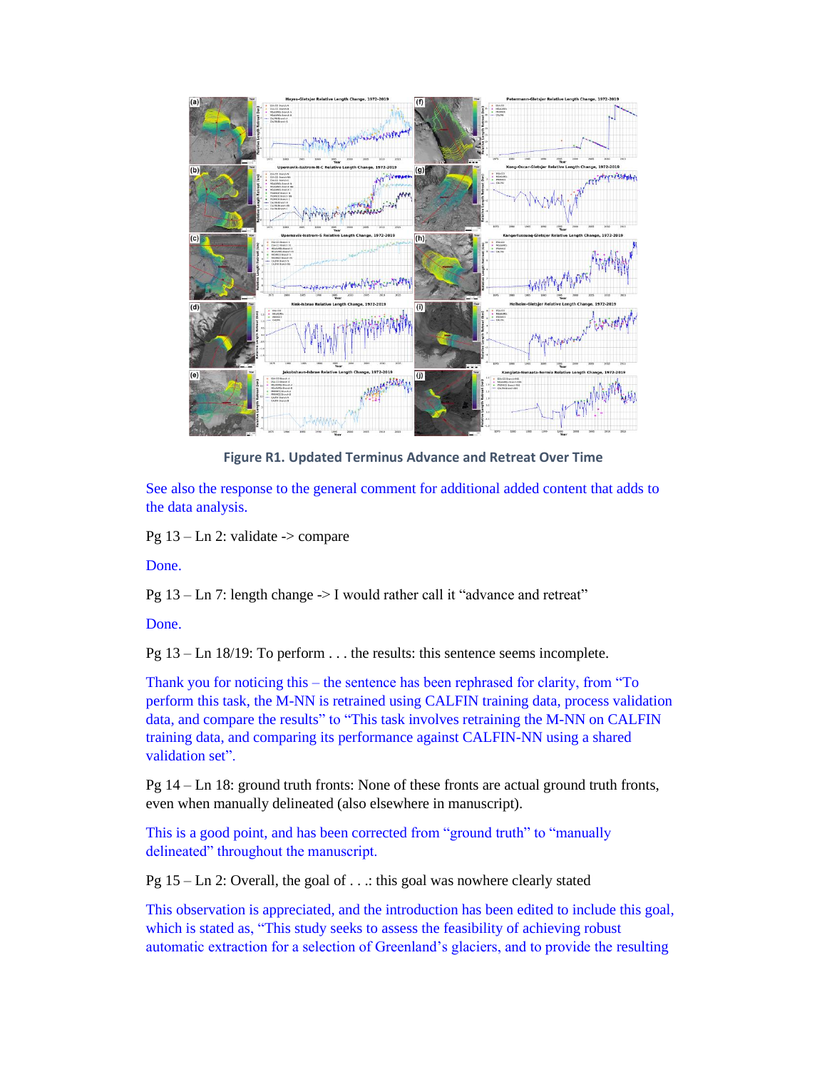Figure R1. Updated Terminus Advance and Retreat Over Time

See also the response to the general comment for additional added content that adds to the data analysis.

Pg 13 – Ln 2: validate -> compare

Done.

Pg 13 – Ln 7: length change -> I would rather call it "advance and retreat"

Done.

Pg 13 – Ln 18/19: To perform . . . the results: this sentence seems incomplete.

Thank you for noticing this – the sentence has been rephrased for clarity, from "To perform this task, the M-NN is retrained using CALFIN training data, process validation data, and compare the results" to "This task involves retraining the M-NN on CALFIN training data, and comparing its performance against CALFIN-NN using a shared validation set".

Pg 14 – Ln 18: ground truth fronts: None of these fronts are actual ground truth fronts, even when manually delineated (also elsewhere in manuscript).

This is a good point, and has been corrected from "ground truth" to "manually delineated" throughout the manuscript.

Pg 15 – Ln 2: Overall, the goal of . . .: this goal was nowhere clearly stated

This observation is appreciated, and the introduction has been edited to include this goal, which is stated as, "This study seeks to assess the feasibility of achieving robust automatic extraction for a selection of Greenland's glaciers, and to provide the resulting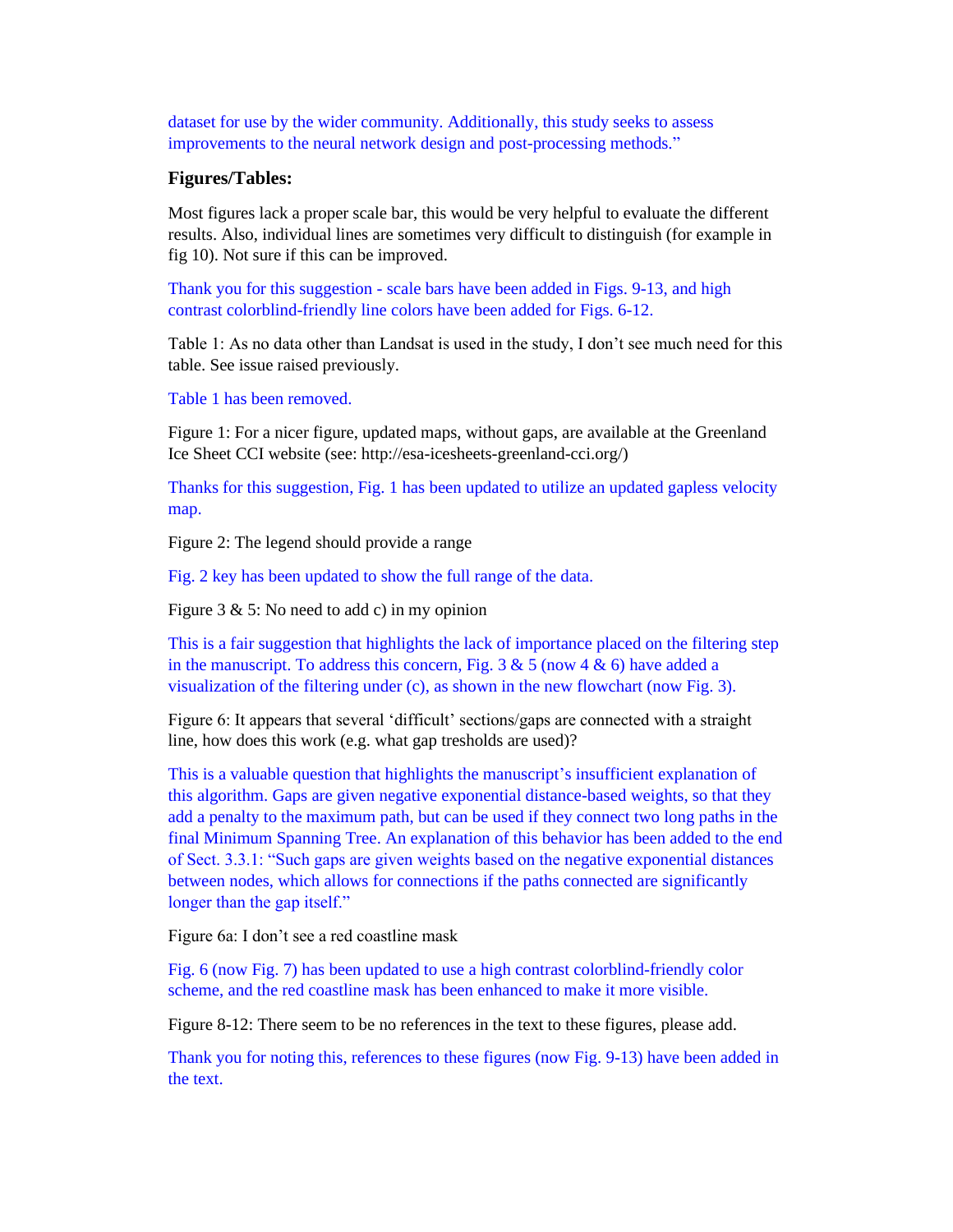dataset for use by the wider community. Additionally, this study seeks to assess improvements to the neural network design and post-processing methods."

**Figures/Tables:**

Most figures lack a proper scale bar, this would be very helpful to evaluate the different results. Also, individual lines are sometimes very difficult to distinguish (for example in fig 10). Not sure if this can be improved.

Thank you for this suggestion - scale bars have been added in Figs. 9-13, and high contrast colorblind-friendly line colors have been added for Figs. 6-12.

Table 1: As no data other than Landsat is used in the study, I don't see much need for this table. See issue raised previously.

Table 1 has been removed.

Figure 1: For a nicer figure, updated maps, without gaps, are available at the Greenland Ice Sheet CCI website (see: http://esa-icesheets-greenland-cci.org/)

Thanks for this suggestion, Fig. 1 has been updated to utilize an updated gapless velocity map.

Figure 2: The legend should provide a range

Fig. 2 key has been updated to show the full range of the data.

Figure 3 & 5: No need to add c) in my opinion

This is a fair suggestion that highlights the lack of importance placed on the filtering step in the manuscript. To address this concern, Fig. 3 & 5 (now 4 & 6) have added a visualization of the filtering under (c), as shown in the new flowchart (now Fig. 3).

Figure 6: It appears that several 'difficult' sections/gaps are connected with a straight line, how does this work (e.g. what gap tresholds are used)?

This is a valuable question that highlights the manuscript's insufficient explanation of this algorithm. Gaps are given negative exponential distance-based weights, so that they add a penalty to the maximum path, but can be used if they connect two long paths in the final Minimum Spanning Tree. An explanation of this behavior has been added to the end of Sect. 3.3.1: "Such gaps are given weights based on the negative exponential distances between nodes, which allows for connections if the paths connected are significantly longer than the gap itself."

Figure 6a: I don't see a red coastline mask

Fig. 6 (now Fig. 7) has been updated to use a high contrast colorblind-friendly color scheme, and the red coastline mask has been enhanced to make it more visible.

Figure 8-12: There seem to be no references in the text to these figures, please add.

Thank you for noting this, references to these figures (now Fig. 9-13) have been added in the text.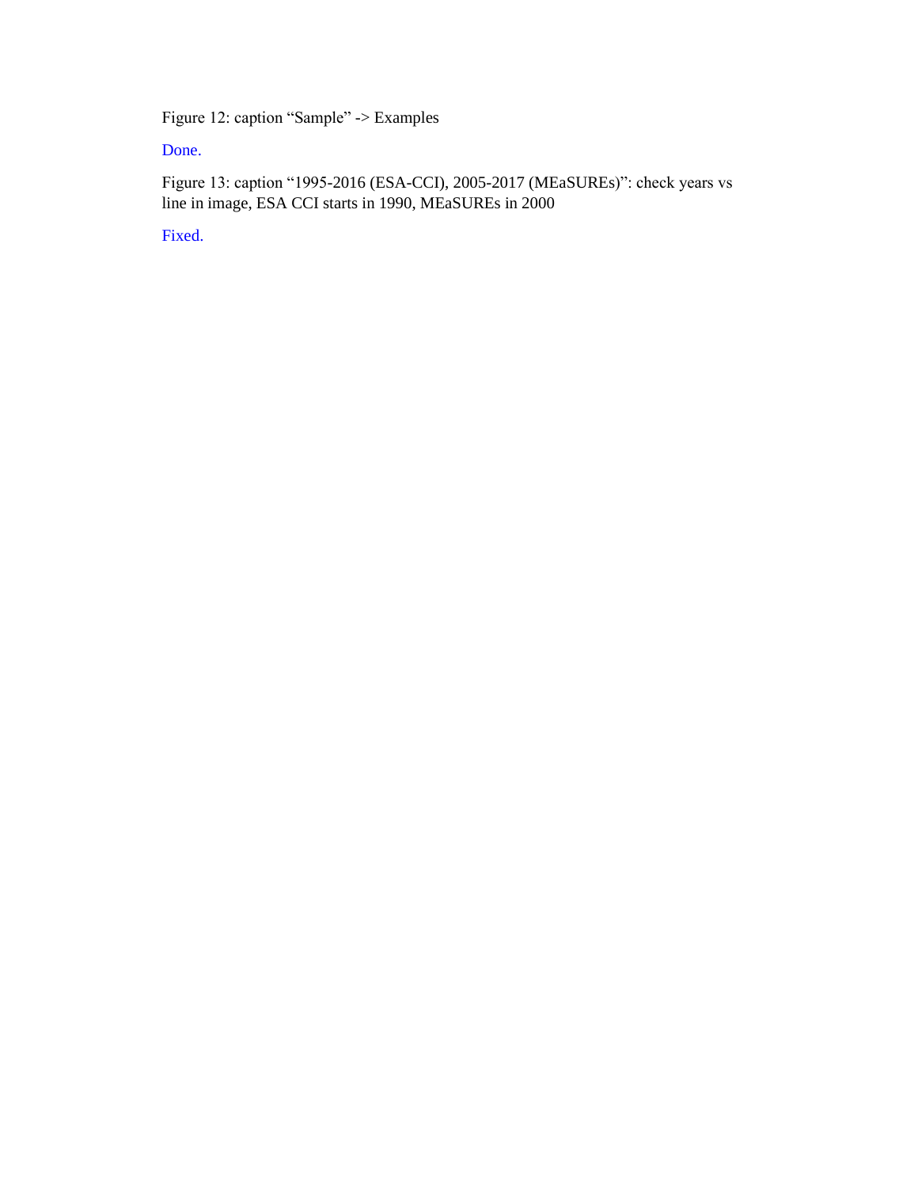Figure 12: caption “Sample” -> Examples

Done.

Figure 13: caption “1995-2016 (ESA-CCI), 2005-2017 (MEaSUREs)”: check years vs line in image, ESA CCI starts in 1990, MEaSUREs in 2000

Fixed.